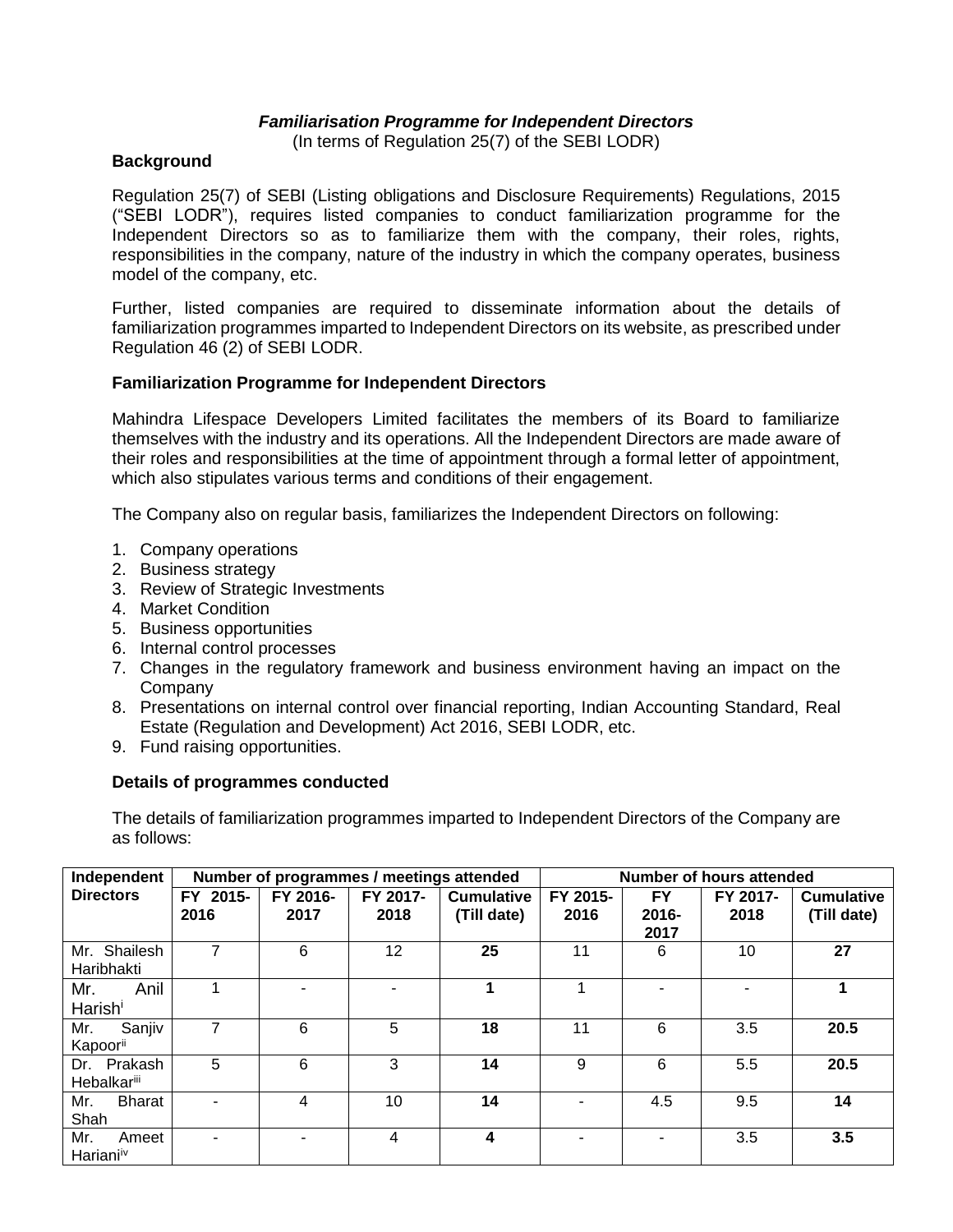***Familiarisation Programme for Independent Directors***

(In terms of Regulation 25(7) of the SEBI LODR)

**Background**

Regulation 25(7) of SEBI (Listing obligations and Disclosure Requirements) Regulations, 2015 ("SEBI LODR"), requires listed companies to conduct familiarization programme for the Independent Directors so as to familiarize them with the company, their roles, rights, responsibilities in the company, nature of the industry in which the company operates, business model of the company, etc.

Further, listed companies are required to disseminate information about the details of familiarization programmes imparted to Independent Directors on its website, as prescribed under Regulation 46 (2) of SEBI LODR.

**Familiarization Programme for Independent Directors**

Mahindra Lifespace Developers Limited facilitates the members of its Board to familiarize themselves with the industry and its operations. All the Independent Directors are made aware of their roles and responsibilities at the time of appointment through a formal letter of appointment, which also stipulates various terms and conditions of their engagement.

The Company also on regular basis, familiarizes the Independent Directors on following:

1. Company operations
2. Business strategy
3. Review of Strategic Investments
4. Market Condition
5. Business opportunities
6. Internal control processes
7. Changes in the regulatory framework and business environment having an impact on the Company
8. Presentations on internal control over financial reporting, Indian Accounting Standard, Real Estate (Regulation and Development) Act 2016, SEBI LODR, etc.
9. Fund raising opportunities.

**Details of programmes conducted**

The details of familiarization programmes imparted to Independent Directors of the Company are as follows:

| Independent Directors | Number of programmes / meetings attended | | | | Number of hours attended | | | |
|---|---|---|---|---|---|---|---|---|
| | FY 2015-2016 | FY 2016-2017 | FY 2017-2018 | Cumulative (Till date) | FY 2015-2016 | FY 2016-2017 | FY 2017-2018 | Cumulative (Till date) |
| Mr. Shailesh Haribhakti | 7 | 6 | 12 | **25** | 11 | 6 | 10 | **27** |
| Mr. Anil Harish[i] | 1 | - | - | **1** | 1 | - | - | **1** |
| Mr. Sanjiv Kapoor[ii] | 7 | 6 | 5 | **18** | 11 | 6 | 3.5 | **20.5** |
| Dr. Prakash Hebalkar[iii] | 5 | 6 | 3 | **14** | 9 | 6 | 5.5 | **20.5** |
| Mr. Bharat Shah | - | 4 | 10 | **14** | - | 4.5 | 9.5 | **14** |
| Mr. Ameet Hariani[iv] | - | - | 4 | **4** | - | - | 3.5 | **3.5** |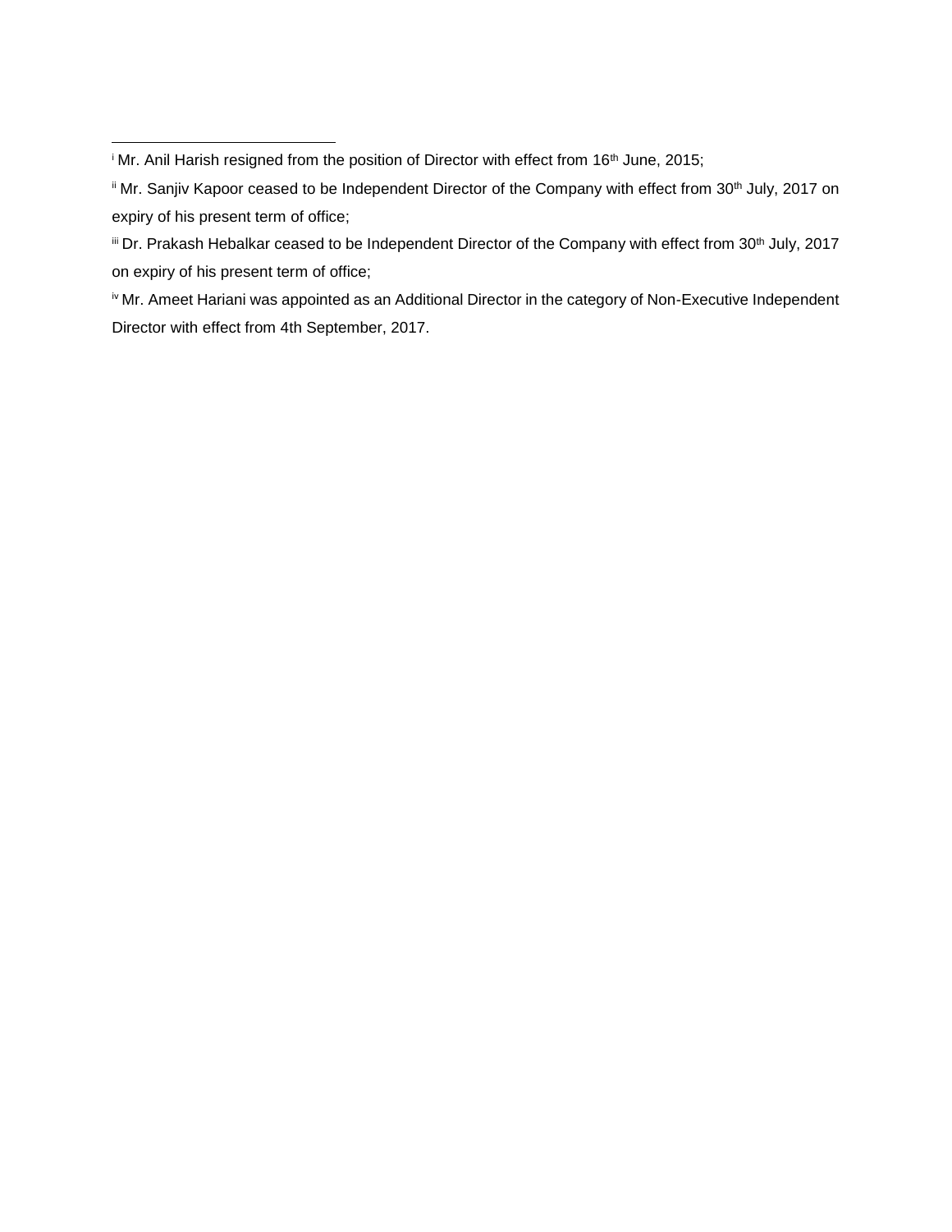[i] Mr. Anil Harish resigned from the position of Director with effect from 16th June, 2015;

[ii] Mr. Sanjiv Kapoor ceased to be Independent Director of the Company with effect from 30th July, 2017 on expiry of his present term of office;

[iii] Dr. Prakash Hebalkar ceased to be Independent Director of the Company with effect from 30th July, 2017 on expiry of his present term of office;

[iv] Mr. Ameet Hariani was appointed as an Additional Director in the category of Non-Executive Independent Director with effect from 4th September, 2017.